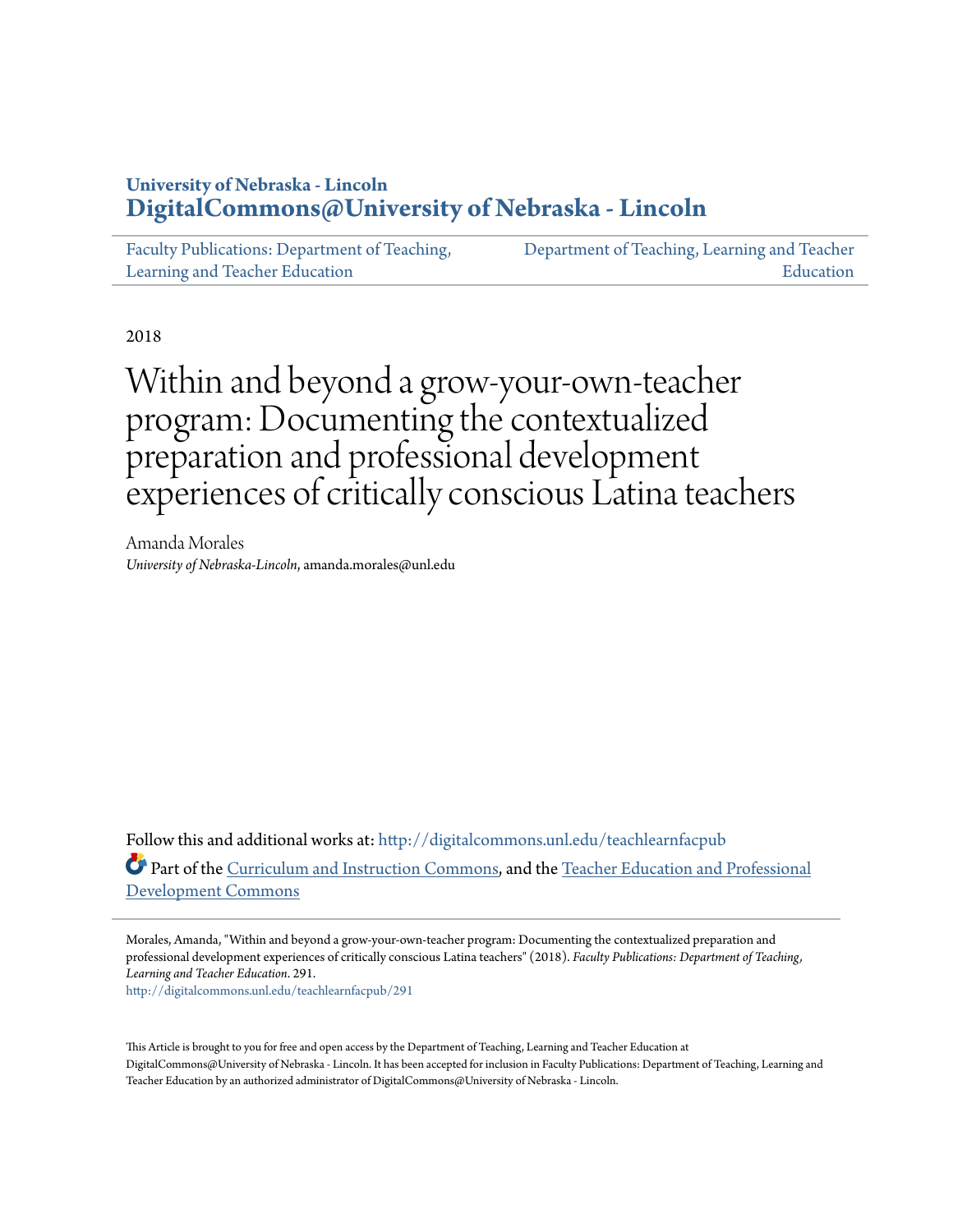University of Nebraska - Lincoln
**DigitalCommons@University of Nebraska - Lincoln**

Faculty Publications: Department of Teaching, Learning and Teacher Education | Department of Teaching, Learning and Teacher Education

2018

# Within and beyond a grow-your-own-teacher program: Documenting the contextualized preparation and professional development experiences of critically conscious Latina teachers

Amanda Morales
*University of Nebraska-Lincoln*, amanda.morales@unl.edu

Follow this and additional works at: http://digitalcommons.unl.edu/teachlearnfacpub

Part of the Curriculum and Instruction Commons, and the Teacher Education and Professional Development Commons

Morales, Amanda, "Within and beyond a grow-your-own-teacher program: Documenting the contextualized preparation and professional development experiences of critically conscious Latina teachers" (2018). *Faculty Publications: Department of Teaching, Learning and Teacher Education*. 291.
http://digitalcommons.unl.edu/teachlearnfacpub/291

This Article is brought to you for free and open access by the Department of Teaching, Learning and Teacher Education at DigitalCommons@University of Nebraska - Lincoln. It has been accepted for inclusion in Faculty Publications: Department of Teaching, Learning and Teacher Education by an authorized administrator of DigitalCommons@University of Nebraska - Lincoln.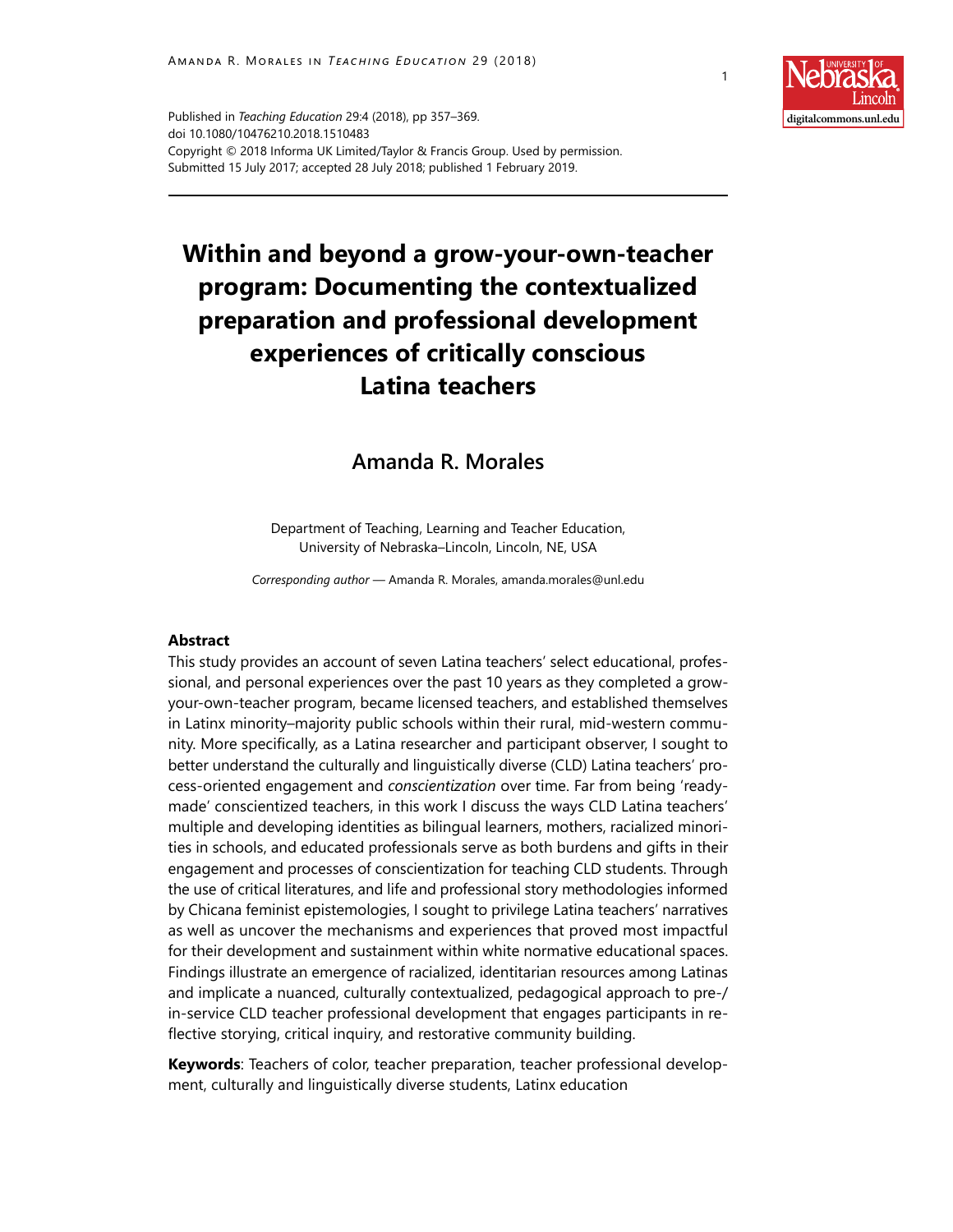Published in *Teaching Education* 29:4 (2018), pp 357–369.
doi 10.1080/10476210.2018.1510483
Copyright © 2018 Informa UK Limited/Taylor & Francis Group. Used by permission.
Submitted 15 July 2017; accepted 28 July 2018; published 1 February 2019.

# Within and beyond a grow-your-own-teacher program: Documenting the contextualized preparation and professional development experiences of critically conscious Latina teachers

## Amanda R. Morales

Department of Teaching, Learning and Teacher Education, University of Nebraska–Lincoln, Lincoln, NE, USA

*Corresponding author* — Amanda R. Morales, amanda.morales@unl.edu

### Abstract

This study provides an account of seven Latina teachers' select educational, professional, and personal experiences over the past 10 years as they completed a grow-your-own-teacher program, became licensed teachers, and established themselves in Latinx minority–majority public schools within their rural, mid-western community. More specifically, as a Latina researcher and participant observer, I sought to better understand the culturally and linguistically diverse (CLD) Latina teachers' process-oriented engagement and *conscientization* over time. Far from being 'ready-made' conscientized teachers, in this work I discuss the ways CLD Latina teachers' multiple and developing identities as bilingual learners, mothers, racialized minorities in schools, and educated professionals serve as both burdens and gifts in their engagement and processes of conscientization for teaching CLD students. Through the use of critical literatures, and life and professional story methodologies informed by Chicana feminist epistemologies, I sought to privilege Latina teachers' narratives as well as uncover the mechanisms and experiences that proved most impactful for their development and sustainment within white normative educational spaces. Findings illustrate an emergence of racialized, identitarian resources among Latinas and implicate a nuanced, culturally contextualized, pedagogical approach to pre-/in-service CLD teacher professional development that engages participants in reflective storying, critical inquiry, and restorative community building.

**Keywords**: Teachers of color, teacher preparation, teacher professional development, culturally and linguistically diverse students, Latinx education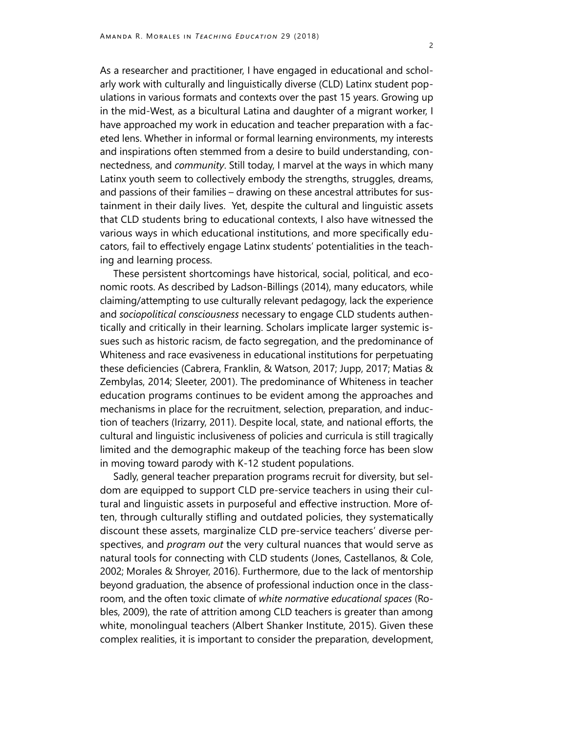As a researcher and practitioner, I have engaged in educational and scholarly work with culturally and linguistically diverse (CLD) Latinx student populations in various formats and contexts over the past 15 years. Growing up in the mid-West, as a bicultural Latina and daughter of a migrant worker, I have approached my work in education and teacher preparation with a faceted lens. Whether in informal or formal learning environments, my interests and inspirations often stemmed from a desire to build understanding, connectedness, and *community*. Still today, I marvel at the ways in which many Latinx youth seem to collectively embody the strengths, struggles, dreams, and passions of their families – drawing on these ancestral attributes for sustainment in their daily lives. Yet, despite the cultural and linguistic assets that CLD students bring to educational contexts, I also have witnessed the various ways in which educational institutions, and more specifically educators, fail to effectively engage Latinx students' potentialities in the teaching and learning process.

These persistent shortcomings have historical, social, political, and economic roots. As described by Ladson-Billings (2014), many educators, while claiming/attempting to use culturally relevant pedagogy, lack the experience and *sociopolitical consciousness* necessary to engage CLD students authentically and critically in their learning. Scholars implicate larger systemic issues such as historic racism, de facto segregation, and the predominance of Whiteness and race evasiveness in educational institutions for perpetuating these deficiencies (Cabrera, Franklin, & Watson, 2017; Jupp, 2017; Matias & Zembylas, 2014; Sleeter, 2001). The predominance of Whiteness in teacher education programs continues to be evident among the approaches and mechanisms in place for the recruitment, selection, preparation, and induction of teachers (Irizarry, 2011). Despite local, state, and national efforts, the cultural and linguistic inclusiveness of policies and curricula is still tragically limited and the demographic makeup of the teaching force has been slow in moving toward parody with K-12 student populations.

Sadly, general teacher preparation programs recruit for diversity, but seldom are equipped to support CLD pre-service teachers in using their cultural and linguistic assets in purposeful and effective instruction. More often, through culturally stifling and outdated policies, they systematically discount these assets, marginalize CLD pre-service teachers' diverse perspectives, and *program out* the very cultural nuances that would serve as natural tools for connecting with CLD students (Jones, Castellanos, & Cole, 2002; Morales & Shroyer, 2016). Furthermore, due to the lack of mentorship beyond graduation, the absence of professional induction once in the classroom, and the often toxic climate of *white normative educational spaces* (Robles, 2009), the rate of attrition among CLD teachers is greater than among white, monolingual teachers (Albert Shanker Institute, 2015). Given these complex realities, it is important to consider the preparation, development,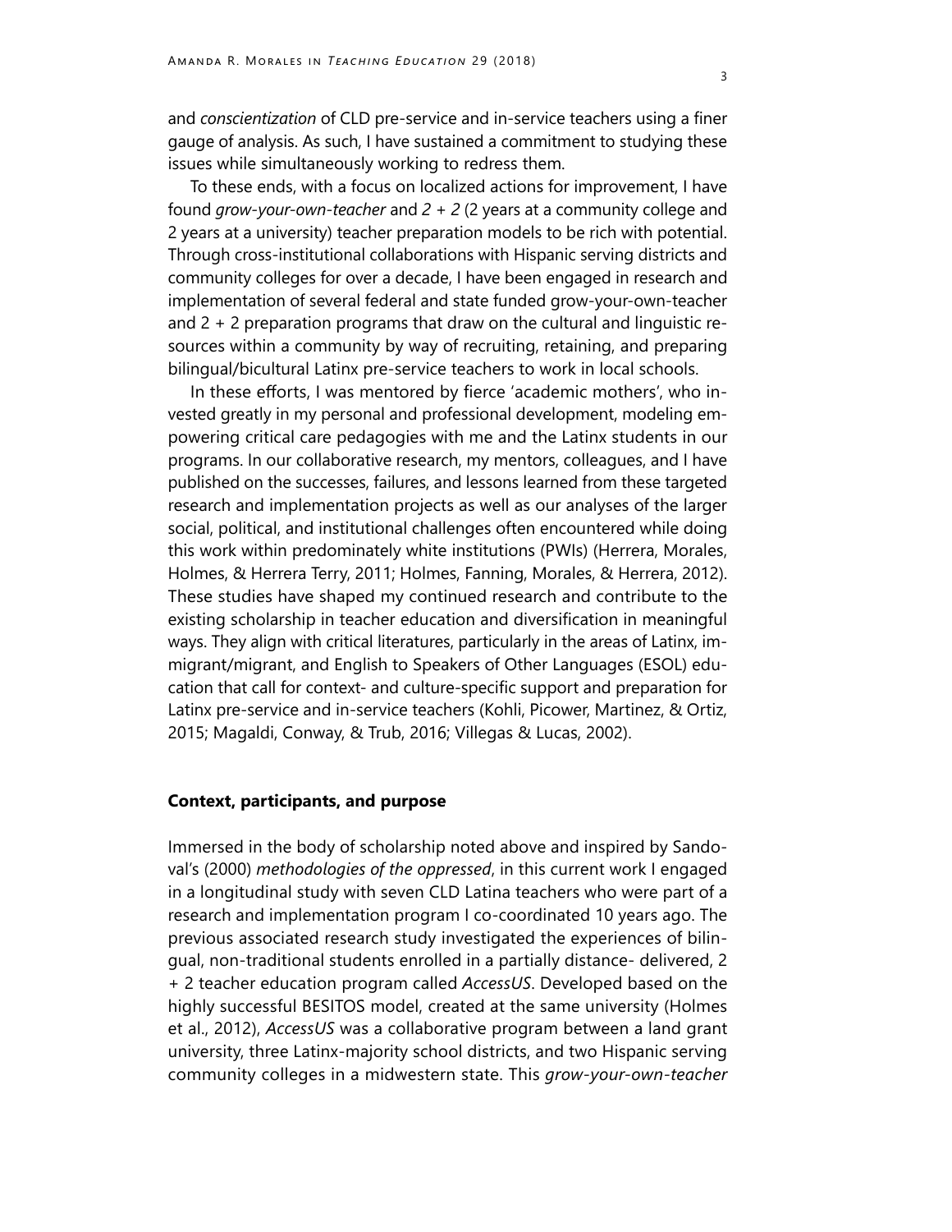and *conscientization* of CLD pre-service and in-service teachers using a finer gauge of analysis. As such, I have sustained a commitment to studying these issues while simultaneously working to redress them.

To these ends, with a focus on localized actions for improvement, I have found *grow-your-own-teacher* and *2 + 2* (2 years at a community college and 2 years at a university) teacher preparation models to be rich with potential. Through cross-institutional collaborations with Hispanic serving districts and community colleges for over a decade, I have been engaged in research and implementation of several federal and state funded grow-your-own-teacher and 2 + 2 preparation programs that draw on the cultural and linguistic resources within a community by way of recruiting, retaining, and preparing bilingual/bicultural Latinx pre-service teachers to work in local schools.

In these efforts, I was mentored by fierce 'academic mothers', who invested greatly in my personal and professional development, modeling empowering critical care pedagogies with me and the Latinx students in our programs. In our collaborative research, my mentors, colleagues, and I have published on the successes, failures, and lessons learned from these targeted research and implementation projects as well as our analyses of the larger social, political, and institutional challenges often encountered while doing this work within predominately white institutions (PWIs) (Herrera, Morales, Holmes, & Herrera Terry, 2011; Holmes, Fanning, Morales, & Herrera, 2012). These studies have shaped my continued research and contribute to the existing scholarship in teacher education and diversification in meaningful ways. They align with critical literatures, particularly in the areas of Latinx, immigrant/migrant, and English to Speakers of Other Languages (ESOL) education that call for context- and culture-specific support and preparation for Latinx pre-service and in-service teachers (Kohli, Picower, Martinez, & Ortiz, 2015; Magaldi, Conway, & Trub, 2016; Villegas & Lucas, 2002).

## Context, participants, and purpose

Immersed in the body of scholarship noted above and inspired by Sandoval's (2000) *methodologies of the oppressed*, in this current work I engaged in a longitudinal study with seven CLD Latina teachers who were part of a research and implementation program I co-coordinated 10 years ago. The previous associated research study investigated the experiences of bilingual, non-traditional students enrolled in a partially distance- delivered, 2 + 2 teacher education program called *AccessUS*. Developed based on the highly successful BESITOS model, created at the same university (Holmes et al., 2012), *AccessUS* was a collaborative program between a land grant university, three Latinx-majority school districts, and two Hispanic serving community colleges in a midwestern state. This *grow-your-own-teacher*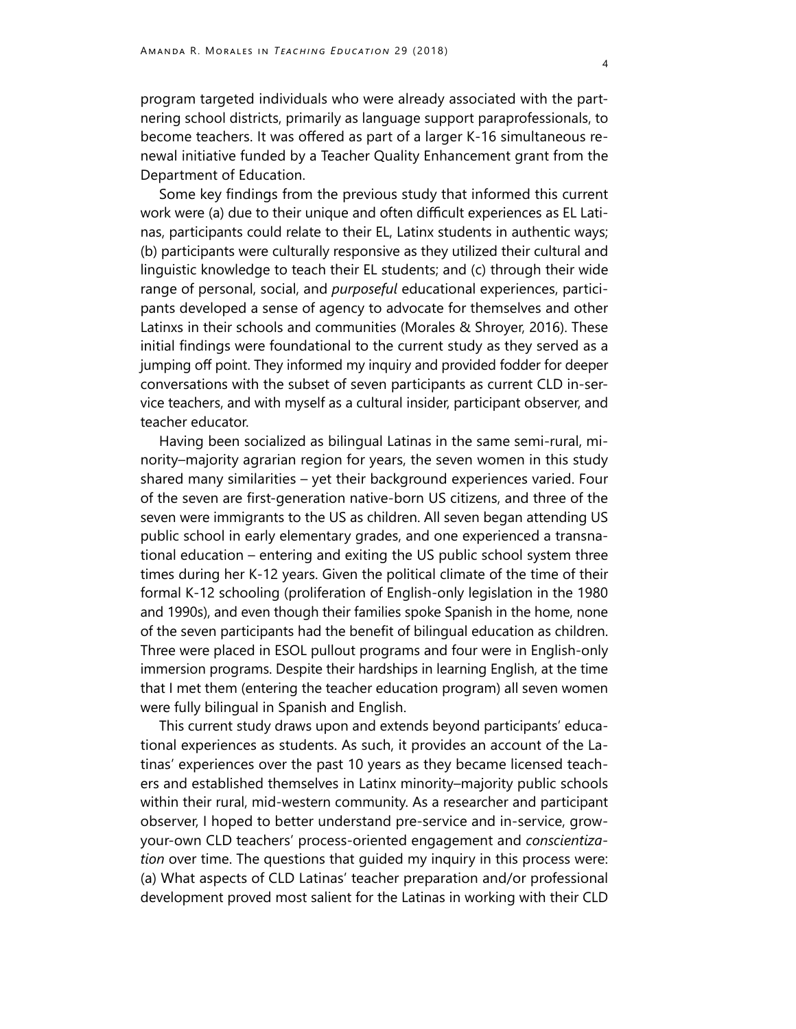program targeted individuals who were already associated with the partnering school districts, primarily as language support paraprofessionals, to become teachers. It was offered as part of a larger K-16 simultaneous renewal initiative funded by a Teacher Quality Enhancement grant from the Department of Education.

Some key findings from the previous study that informed this current work were (a) due to their unique and often difficult experiences as EL Latinas, participants could relate to their EL, Latinx students in authentic ways; (b) participants were culturally responsive as they utilized their cultural and linguistic knowledge to teach their EL students; and (c) through their wide range of personal, social, and *purposeful* educational experiences, participants developed a sense of agency to advocate for themselves and other Latinxs in their schools and communities (Morales & Shroyer, 2016). These initial findings were foundational to the current study as they served as a jumping off point. They informed my inquiry and provided fodder for deeper conversations with the subset of seven participants as current CLD in-service teachers, and with myself as a cultural insider, participant observer, and teacher educator.

Having been socialized as bilingual Latinas in the same semi-rural, minority–majority agrarian region for years, the seven women in this study shared many similarities – yet their background experiences varied. Four of the seven are first-generation native-born US citizens, and three of the seven were immigrants to the US as children. All seven began attending US public school in early elementary grades, and one experienced a transnational education – entering and exiting the US public school system three times during her K-12 years. Given the political climate of the time of their formal K-12 schooling (proliferation of English-only legislation in the 1980 and 1990s), and even though their families spoke Spanish in the home, none of the seven participants had the benefit of bilingual education as children. Three were placed in ESOL pullout programs and four were in English-only immersion programs. Despite their hardships in learning English, at the time that I met them (entering the teacher education program) all seven women were fully bilingual in Spanish and English.

This current study draws upon and extends beyond participants' educational experiences as students. As such, it provides an account of the Latinas' experiences over the past 10 years as they became licensed teachers and established themselves in Latinx minority–majority public schools within their rural, mid-western community. As a researcher and participant observer, I hoped to better understand pre-service and in-service, grow-your-own CLD teachers' process-oriented engagement and *conscientization* over time. The questions that guided my inquiry in this process were: (a) What aspects of CLD Latinas' teacher preparation and/or professional development proved most salient for the Latinas in working with their CLD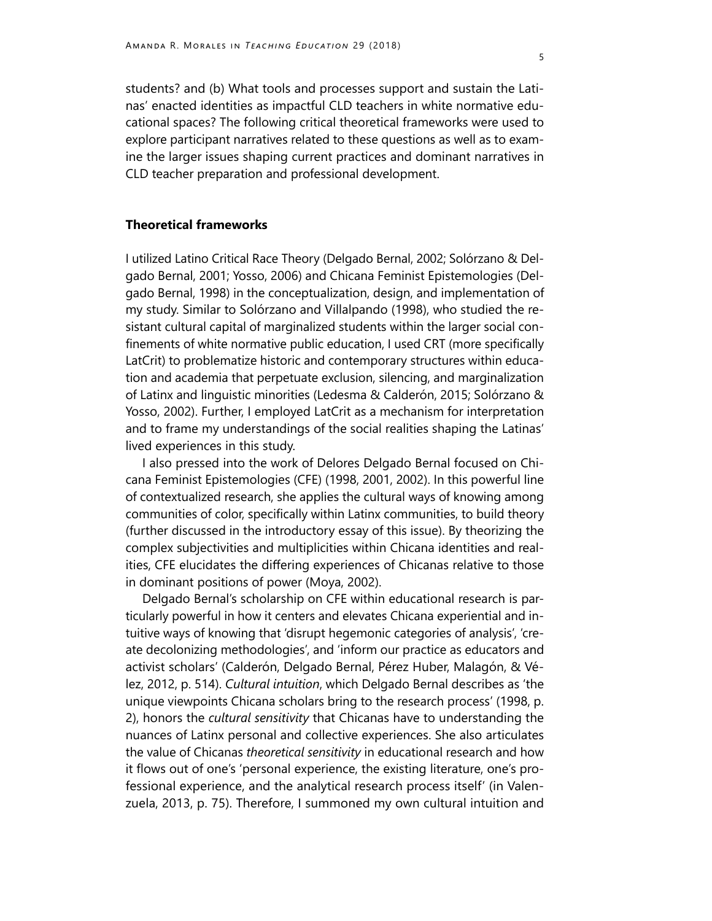students? and (b) What tools and processes support and sustain the Latinas' enacted identities as impactful CLD teachers in white normative educational spaces? The following critical theoretical frameworks were used to explore participant narratives related to these questions as well as to examine the larger issues shaping current practices and dominant narratives in CLD teacher preparation and professional development.

## Theoretical frameworks

I utilized Latino Critical Race Theory (Delgado Bernal, 2002; Solórzano & Delgado Bernal, 2001; Yosso, 2006) and Chicana Feminist Epistemologies (Delgado Bernal, 1998) in the conceptualization, design, and implementation of my study. Similar to Solórzano and Villalpando (1998), who studied the resistant cultural capital of marginalized students within the larger social confinements of white normative public education, I used CRT (more specifically LatCrit) to problematize historic and contemporary structures within education and academia that perpetuate exclusion, silencing, and marginalization of Latinx and linguistic minorities (Ledesma & Calderón, 2015; Solórzano & Yosso, 2002). Further, I employed LatCrit as a mechanism for interpretation and to frame my understandings of the social realities shaping the Latinas' lived experiences in this study.

I also pressed into the work of Delores Delgado Bernal focused on Chicana Feminist Epistemologies (CFE) (1998, 2001, 2002). In this powerful line of contextualized research, she applies the cultural ways of knowing among communities of color, specifically within Latinx communities, to build theory (further discussed in the introductory essay of this issue). By theorizing the complex subjectivities and multiplicities within Chicana identities and realities, CFE elucidates the differing experiences of Chicanas relative to those in dominant positions of power (Moya, 2002).

Delgado Bernal's scholarship on CFE within educational research is particularly powerful in how it centers and elevates Chicana experiential and intuitive ways of knowing that 'disrupt hegemonic categories of analysis', 'create decolonizing methodologies', and 'inform our practice as educators and activist scholars' (Calderón, Delgado Bernal, Pérez Huber, Malagón, & Vélez, 2012, p. 514). *Cultural intuition*, which Delgado Bernal describes as 'the unique viewpoints Chicana scholars bring to the research process' (1998, p. 2), honors the *cultural sensitivity* that Chicanas have to understanding the nuances of Latinx personal and collective experiences. She also articulates the value of Chicanas *theoretical sensitivity* in educational research and how it flows out of one's 'personal experience, the existing literature, one's professional experience, and the analytical research process itself' (in Valenzuela, 2013, p. 75). Therefore, I summoned my own cultural intuition and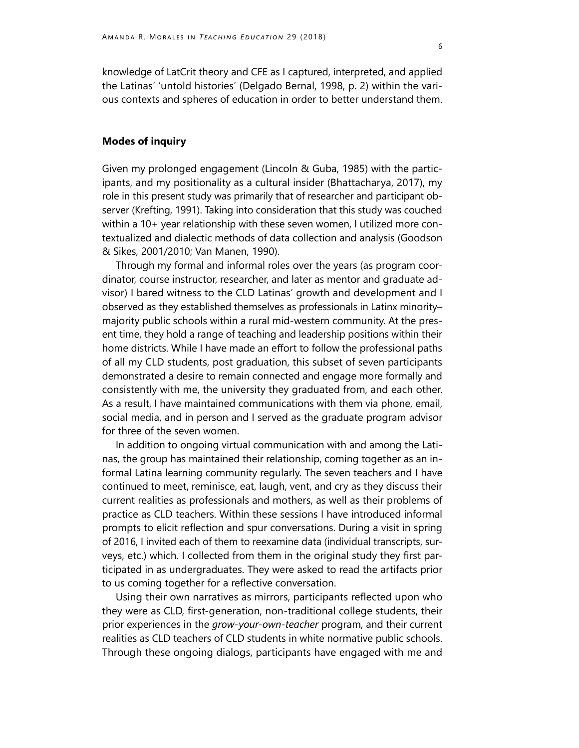knowledge of LatCrit theory and CFE as I captured, interpreted, and applied the Latinas' 'untold histories' (Delgado Bernal, 1998, p. 2) within the various contexts and spheres of education in order to better understand them.

## Modes of inquiry

Given my prolonged engagement (Lincoln & Guba, 1985) with the participants, and my positionality as a cultural insider (Bhattacharya, 2017), my role in this present study was primarily that of researcher and participant observer (Krefting, 1991). Taking into consideration that this study was couched within a 10+ year relationship with these seven women, I utilized more contextualized and dialectic methods of data collection and analysis (Goodson & Sikes, 2001/2010; Van Manen, 1990).

Through my formal and informal roles over the years (as program coordinator, course instructor, researcher, and later as mentor and graduate advisor) I bared witness to the CLD Latinas' growth and development and I observed as they established themselves as professionals in Latinx minority–majority public schools within a rural mid-western community. At the present time, they hold a range of teaching and leadership positions within their home districts. While I have made an effort to follow the professional paths of all my CLD students, post graduation, this subset of seven participants demonstrated a desire to remain connected and engage more formally and consistently with me, the university they graduated from, and each other. As a result, I have maintained communications with them via phone, email, social media, and in person and I served as the graduate program advisor for three of the seven women.

In addition to ongoing virtual communication with and among the Latinas, the group has maintained their relationship, coming together as an informal Latina learning community regularly. The seven teachers and I have continued to meet, reminisce, eat, laugh, vent, and cry as they discuss their current realities as professionals and mothers, as well as their problems of practice as CLD teachers. Within these sessions I have introduced informal prompts to elicit reflection and spur conversations. During a visit in spring of 2016, I invited each of them to reexamine data (individual transcripts, surveys, etc.) which. I collected from them in the original study they first participated in as undergraduates. They were asked to read the artifacts prior to us coming together for a reflective conversation.

Using their own narratives as mirrors, participants reflected upon who they were as CLD, first-generation, non-traditional college students, their prior experiences in the *grow-your-own-teacher* program, and their current realities as CLD teachers of CLD students in white normative public schools. Through these ongoing dialogs, participants have engaged with me and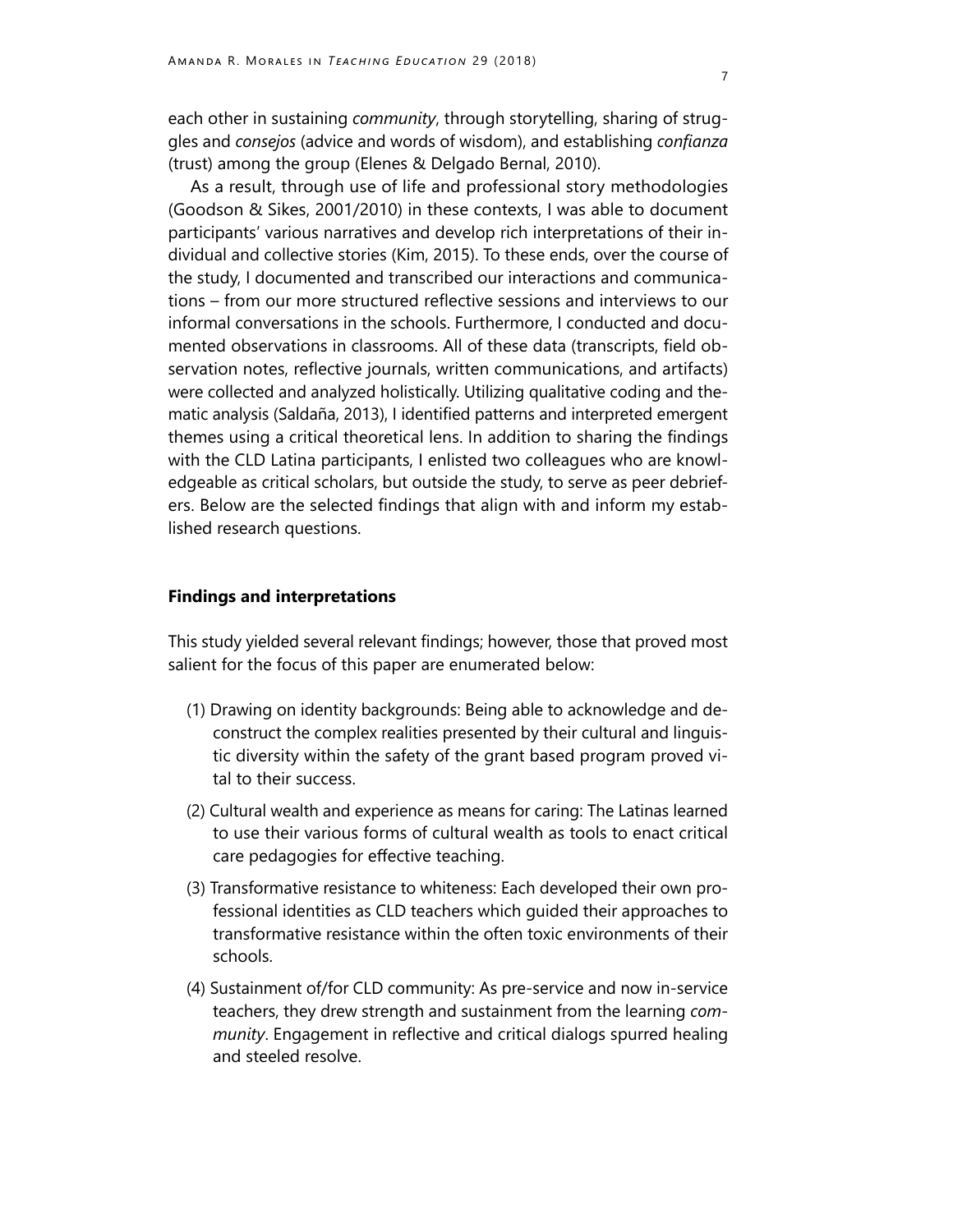each other in sustaining *community*, through storytelling, sharing of struggles and *consejos* (advice and words of wisdom), and establishing *confianza* (trust) among the group (Elenes & Delgado Bernal, 2010).

As a result, through use of life and professional story methodologies (Goodson & Sikes, 2001/2010) in these contexts, I was able to document participants' various narratives and develop rich interpretations of their individual and collective stories (Kim, 2015). To these ends, over the course of the study, I documented and transcribed our interactions and communications – from our more structured reflective sessions and interviews to our informal conversations in the schools. Furthermore, I conducted and documented observations in classrooms. All of these data (transcripts, field observation notes, reflective journals, written communications, and artifacts) were collected and analyzed holistically. Utilizing qualitative coding and thematic analysis (Saldaña, 2013), I identified patterns and interpreted emergent themes using a critical theoretical lens. In addition to sharing the findings with the CLD Latina participants, I enlisted two colleagues who are knowledgeable as critical scholars, but outside the study, to serve as peer debriefers. Below are the selected findings that align with and inform my established research questions.

## Findings and interpretations

This study yielded several relevant findings; however, those that proved most salient for the focus of this paper are enumerated below:

(1) Drawing on identity backgrounds: Being able to acknowledge and deconstruct the complex realities presented by their cultural and linguistic diversity within the safety of the grant based program proved vital to their success.

(2) Cultural wealth and experience as means for caring: The Latinas learned to use their various forms of cultural wealth as tools to enact critical care pedagogies for effective teaching.

(3) Transformative resistance to whiteness: Each developed their own professional identities as CLD teachers which guided their approaches to transformative resistance within the often toxic environments of their schools.

(4) Sustainment of/for CLD community: As pre-service and now in-service teachers, they drew strength and sustainment from the learning *community*. Engagement in reflective and critical dialogs spurred healing and steeled resolve.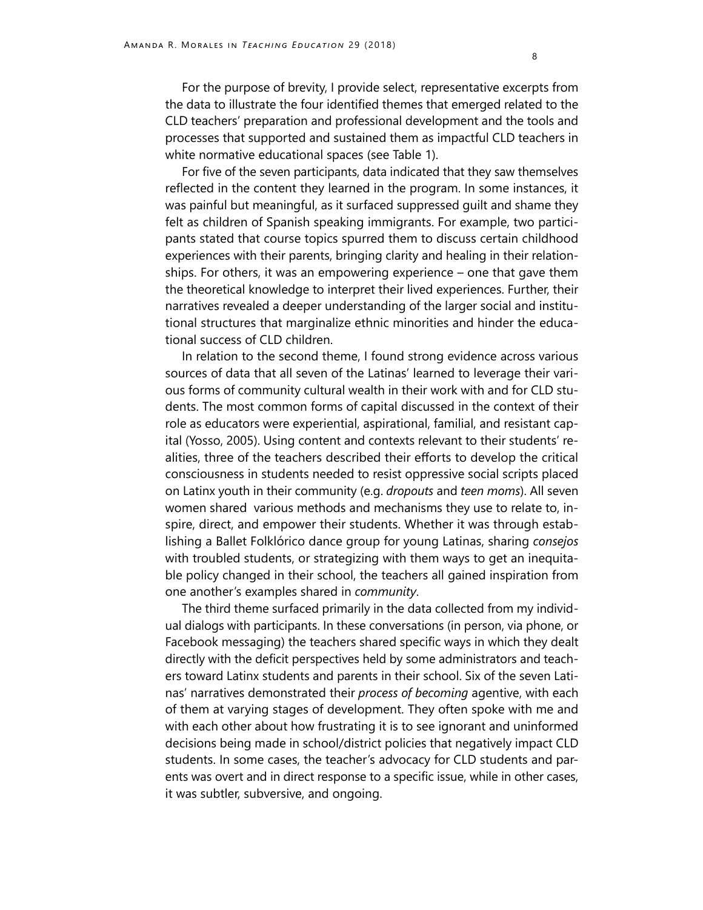For the purpose of brevity, I provide select, representative excerpts from the data to illustrate the four identified themes that emerged related to the CLD teachers' preparation and professional development and the tools and processes that supported and sustained them as impactful CLD teachers in white normative educational spaces (see Table 1).

For five of the seven participants, data indicated that they saw themselves reflected in the content they learned in the program. In some instances, it was painful but meaningful, as it surfaced suppressed guilt and shame they felt as children of Spanish speaking immigrants. For example, two participants stated that course topics spurred them to discuss certain childhood experiences with their parents, bringing clarity and healing in their relationships. For others, it was an empowering experience – one that gave them the theoretical knowledge to interpret their lived experiences. Further, their narratives revealed a deeper understanding of the larger social and institutional structures that marginalize ethnic minorities and hinder the educational success of CLD children.

In relation to the second theme, I found strong evidence across various sources of data that all seven of the Latinas' learned to leverage their various forms of community cultural wealth in their work with and for CLD students. The most common forms of capital discussed in the context of their role as educators were experiential, aspirational, familial, and resistant capital (Yosso, 2005). Using content and contexts relevant to their students' realities, three of the teachers described their efforts to develop the critical consciousness in students needed to resist oppressive social scripts placed on Latinx youth in their community (e.g. *dropouts* and *teen moms*). All seven women shared various methods and mechanisms they use to relate to, inspire, direct, and empower their students. Whether it was through establishing a Ballet Folklórico dance group for young Latinas, sharing *consejos* with troubled students, or strategizing with them ways to get an inequitable policy changed in their school, the teachers all gained inspiration from one another's examples shared in *community*.

The third theme surfaced primarily in the data collected from my individual dialogs with participants. In these conversations (in person, via phone, or Facebook messaging) the teachers shared specific ways in which they dealt directly with the deficit perspectives held by some administrators and teachers toward Latinx students and parents in their school. Six of the seven Latinas' narratives demonstrated their *process of becoming* agentive, with each of them at varying stages of development. They often spoke with me and with each other about how frustrating it is to see ignorant and uninformed decisions being made in school/district policies that negatively impact CLD students. In some cases, the teacher's advocacy for CLD students and parents was overt and in direct response to a specific issue, while in other cases, it was subtler, subversive, and ongoing.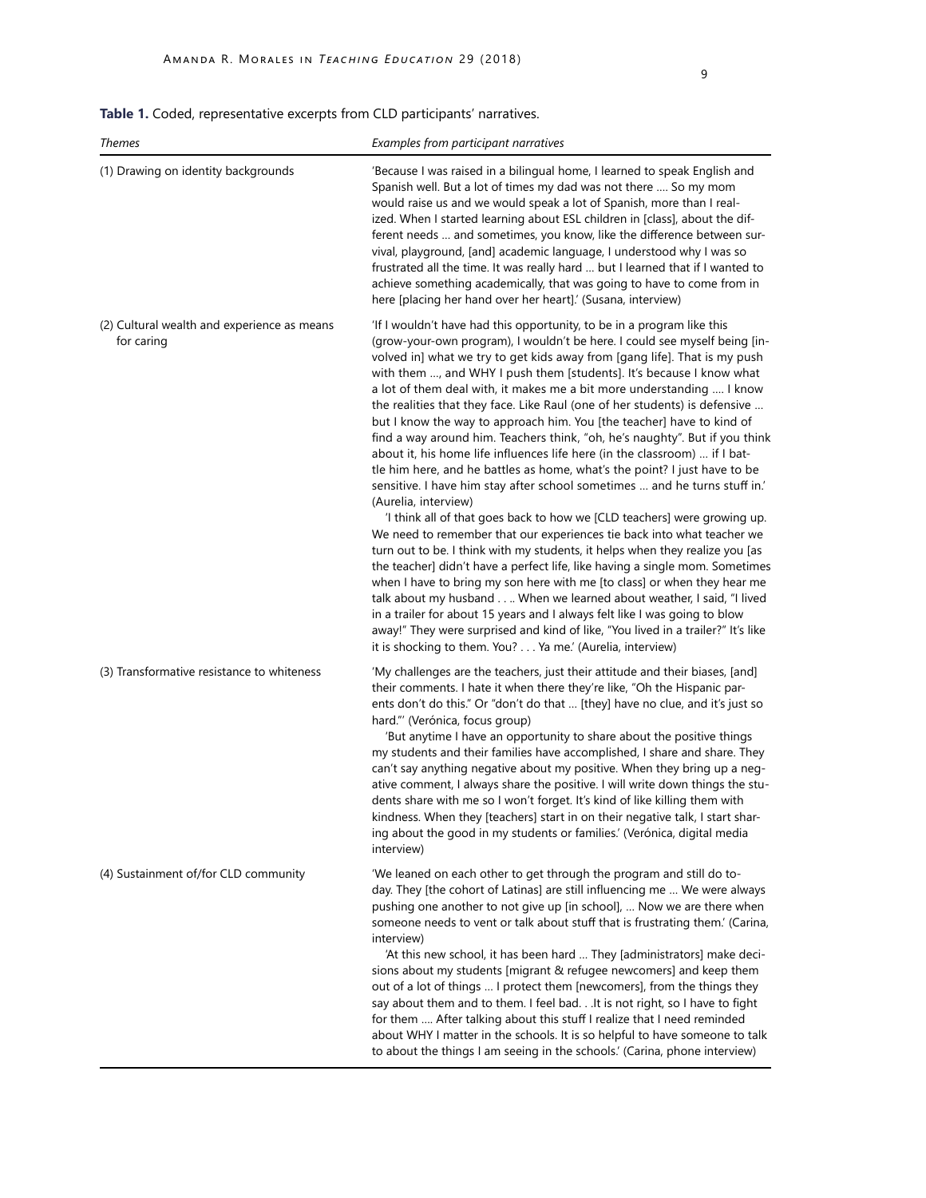**Table 1.** Coded, representative excerpts from CLD participants' narratives.

| *Themes* | *Examples from participant narratives* |
|---|---|
| (1) Drawing on identity backgrounds | 'Because I was raised in a bilingual home, I learned to speak English and Spanish well. But a lot of times my dad was not there .... So my mom would raise us and we would speak a lot of Spanish, more than I realized. When I started learning about ESL children in [class], about the different needs … and sometimes, you know, like the difference between survival, playground, [and] academic language, I understood why I was so frustrated all the time. It was really hard … but I learned that if I wanted to achieve something academically, that was going to have to come from in here [placing her hand over her heart].' (Susana, interview) |
| (2) Cultural wealth and experience as means for caring | 'If I wouldn't have had this opportunity, to be in a program like this (grow-your-own program), I wouldn't be here. I could see myself being [involved in] what we try to get kids away from [gang life]. That is my push with them …, and WHY I push them [students]. It's because I know what a lot of them deal with, it makes me a bit more understanding …. I know the realities that they face. Like Raul (one of her students) is defensive … but I know the way to approach him. You [the teacher] have to kind of find a way around him. Teachers think, "oh, he's naughty". But if you think about it, his home life influences life here (in the classroom) … if I battle him here, and he battles as home, what's the point? I just have to be sensitive. I have him stay after school sometimes … and he turns stuff in.' (Aurelia, interview)<br>'I think all of that goes back to how we [CLD teachers] were growing up. We need to remember that our experiences tie back into what teacher we turn out to be. I think with my students, it helps when they realize you [as the teacher] didn't have a perfect life, like having a single mom. Sometimes when I have to bring my son here with me [to class] or when they hear me talk about my husband . . .. When we learned about weather, I said, "I lived in a trailer for about 15 years and I always felt like I was going to blow away!" They were surprised and kind of like, "You lived in a trailer?" It's like it is shocking to them. You? . . . Ya me.' (Aurelia, interview) |
| (3) Transformative resistance to whiteness | 'My challenges are the teachers, just their attitude and their biases, [and] their comments. I hate it when there they're like, "Oh the Hispanic parents don't do this." Or "don't do that … [they] have no clue, and it's just so hard."' (Verónica, focus group)<br>'But anytime I have an opportunity to share about the positive things my students and their families have accomplished, I share and share. They can't say anything negative about my positive. When they bring up a negative comment, I always share the positive. I will write down things the students share with me so I won't forget. It's kind of like killing them with kindness. When they [teachers] start in on their negative talk, I start sharing about the good in my students or families.' (Verónica, digital media interview) |
| (4) Sustainment of/for CLD community | 'We leaned on each other to get through the program and still do today. They [the cohort of Latinas] are still influencing me … We were always pushing one another to not give up [in school], … Now we are there when someone needs to vent or talk about stuff that is frustrating them.' (Carina, interview)<br>'At this new school, it has been hard … They [administrators] make decisions about my students [migrant & refugee newcomers] and keep them out of a lot of things … I protect them [newcomers], from the things they say about them and to them. I feel bad. . .It is not right, so I have to fight for them …. After talking about this stuff I realize that I need reminded about WHY I matter in the schools. It is so helpful to have someone to talk to about the things I am seeing in the schools.' (Carina, phone interview) |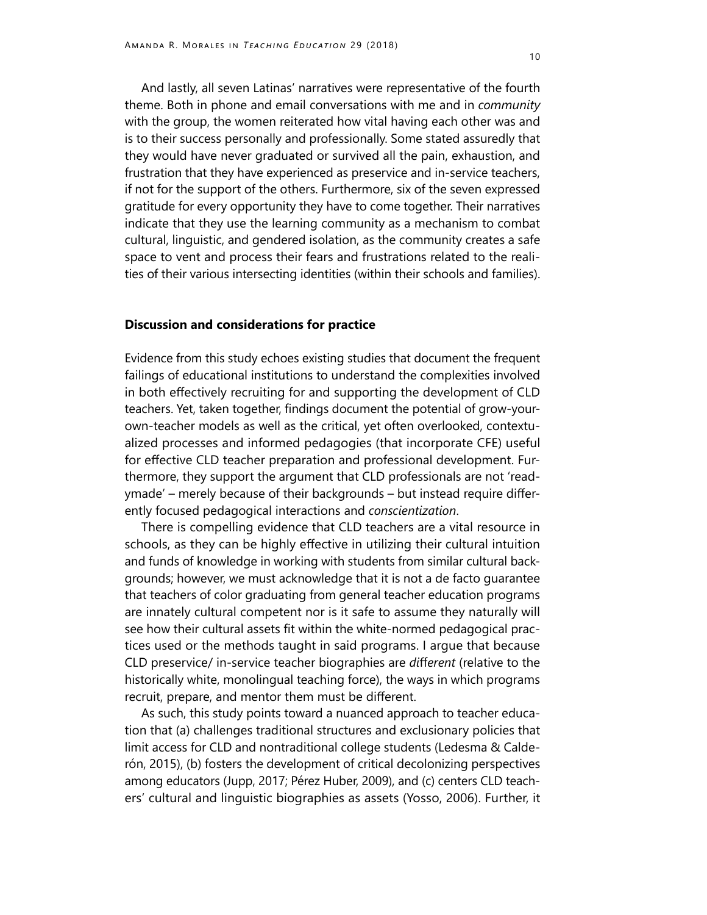And lastly, all seven Latinas' narratives were representative of the fourth theme. Both in phone and email conversations with me and in *community* with the group, the women reiterated how vital having each other was and is to their success personally and professionally. Some stated assuredly that they would have never graduated or survived all the pain, exhaustion, and frustration that they have experienced as preservice and in-service teachers, if not for the support of the others. Furthermore, six of the seven expressed gratitude for every opportunity they have to come together. Their narratives indicate that they use the learning community as a mechanism to combat cultural, linguistic, and gendered isolation, as the community creates a safe space to vent and process their fears and frustrations related to the realities of their various intersecting identities (within their schools and families).

## Discussion and considerations for practice

Evidence from this study echoes existing studies that document the frequent failings of educational institutions to understand the complexities involved in both effectively recruiting for and supporting the development of CLD teachers. Yet, taken together, findings document the potential of grow-your-own-teacher models as well as the critical, yet often overlooked, contextualized processes and informed pedagogies (that incorporate CFE) useful for effective CLD teacher preparation and professional development. Furthermore, they support the argument that CLD professionals are not 'readymade' – merely because of their backgrounds – but instead require differently focused pedagogical interactions and *conscientization*.

There is compelling evidence that CLD teachers are a vital resource in schools, as they can be highly effective in utilizing their cultural intuition and funds of knowledge in working with students from similar cultural backgrounds; however, we must acknowledge that it is not a de facto guarantee that teachers of color graduating from general teacher education programs are innately cultural competent nor is it safe to assume they naturally will see how their cultural assets fit within the white-normed pedagogical practices used or the methods taught in said programs. I argue that because CLD preservice/ in-service teacher biographies are *different* (relative to the historically white, monolingual teaching force), the ways in which programs recruit, prepare, and mentor them must be different.

As such, this study points toward a nuanced approach to teacher education that (a) challenges traditional structures and exclusionary policies that limit access for CLD and nontraditional college students (Ledesma & Calderón, 2015), (b) fosters the development of critical decolonizing perspectives among educators (Jupp, 2017; Pérez Huber, 2009), and (c) centers CLD teachers' cultural and linguistic biographies as assets (Yosso, 2006). Further, it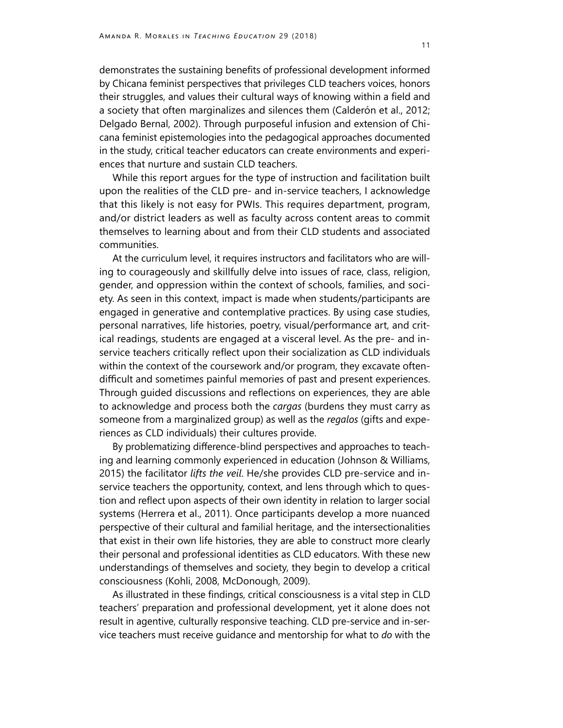demonstrates the sustaining benefits of professional development informed by Chicana feminist perspectives that privileges CLD teachers voices, honors their struggles, and values their cultural ways of knowing within a field and a society that often marginalizes and silences them (Calderón et al., 2012; Delgado Bernal, 2002). Through purposeful infusion and extension of Chicana feminist epistemologies into the pedagogical approaches documented in the study, critical teacher educators can create environments and experiences that nurture and sustain CLD teachers.

While this report argues for the type of instruction and facilitation built upon the realities of the CLD pre- and in-service teachers, I acknowledge that this likely is not easy for PWIs. This requires department, program, and/or district leaders as well as faculty across content areas to commit themselves to learning about and from their CLD students and associated communities.

At the curriculum level, it requires instructors and facilitators who are willing to courageously and skillfully delve into issues of race, class, religion, gender, and oppression within the context of schools, families, and society. As seen in this context, impact is made when students/participants are engaged in generative and contemplative practices. By using case studies, personal narratives, life histories, poetry, visual/performance art, and critical readings, students are engaged at a visceral level. As the pre- and in-service teachers critically reflect upon their socialization as CLD individuals within the context of the coursework and/or program, they excavate often-difficult and sometimes painful memories of past and present experiences. Through guided discussions and reflections on experiences, they are able to acknowledge and process both the *cargas* (burdens they must carry as someone from a marginalized group) as well as the *regalos* (gifts and experiences as CLD individuals) their cultures provide.

By problematizing difference-blind perspectives and approaches to teaching and learning commonly experienced in education (Johnson & Williams, 2015) the facilitator *lifts the veil*. He/she provides CLD pre-service and in-service teachers the opportunity, context, and lens through which to question and reflect upon aspects of their own identity in relation to larger social systems (Herrera et al., 2011). Once participants develop a more nuanced perspective of their cultural and familial heritage, and the intersectionalities that exist in their own life histories, they are able to construct more clearly their personal and professional identities as CLD educators. With these new understandings of themselves and society, they begin to develop a critical consciousness (Kohli, 2008, McDonough, 2009).

As illustrated in these findings, critical consciousness is a vital step in CLD teachers' preparation and professional development, yet it alone does not result in agentive, culturally responsive teaching. CLD pre-service and in-service teachers must receive guidance and mentorship for what to *do* with the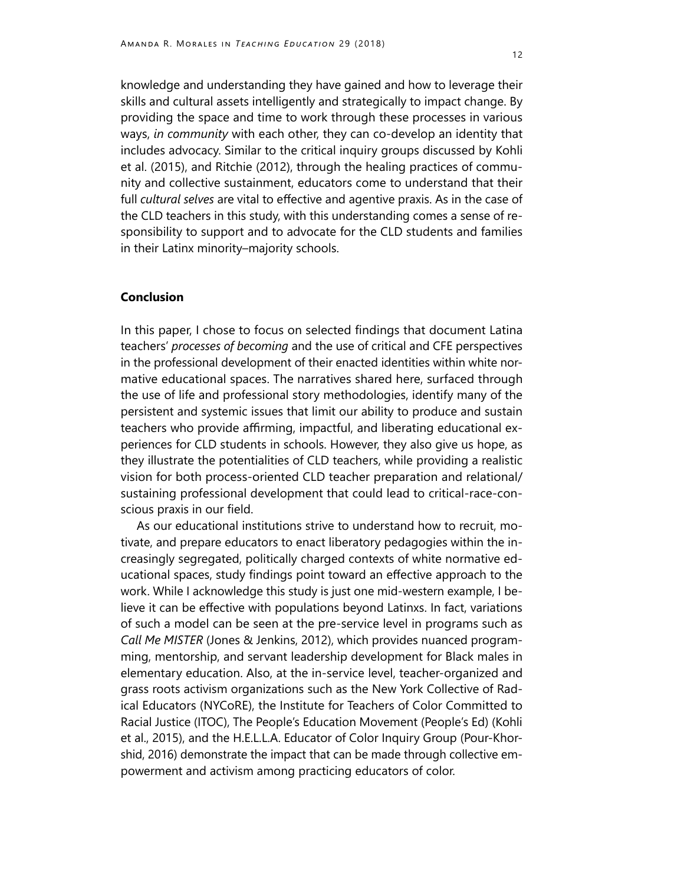knowledge and understanding they have gained and how to leverage their skills and cultural assets intelligently and strategically to impact change. By providing the space and time to work through these processes in various ways, *in community* with each other, they can co-develop an identity that includes advocacy. Similar to the critical inquiry groups discussed by Kohli et al. (2015), and Ritchie (2012), through the healing practices of community and collective sustainment, educators come to understand that their full *cultural selves* are vital to effective and agentive praxis. As in the case of the CLD teachers in this study, with this understanding comes a sense of responsibility to support and to advocate for the CLD students and families in their Latinx minority–majority schools.

## Conclusion

In this paper, I chose to focus on selected findings that document Latina teachers' *processes of becoming* and the use of critical and CFE perspectives in the professional development of their enacted identities within white normative educational spaces. The narratives shared here, surfaced through the use of life and professional story methodologies, identify many of the persistent and systemic issues that limit our ability to produce and sustain teachers who provide affirming, impactful, and liberating educational experiences for CLD students in schools. However, they also give us hope, as they illustrate the potentialities of CLD teachers, while providing a realistic vision for both process-oriented CLD teacher preparation and relational/sustaining professional development that could lead to critical-race-conscious praxis in our field.

As our educational institutions strive to understand how to recruit, motivate, and prepare educators to enact liberatory pedagogies within the increasingly segregated, politically charged contexts of white normative educational spaces, study findings point toward an effective approach to the work. While I acknowledge this study is just one mid-western example, I believe it can be effective with populations beyond Latinxs. In fact, variations of such a model can be seen at the pre-service level in programs such as *Call Me MISTER* (Jones & Jenkins, 2012), which provides nuanced programming, mentorship, and servant leadership development for Black males in elementary education. Also, at the in-service level, teacher-organized and grass roots activism organizations such as the New York Collective of Radical Educators (NYCoRE), the Institute for Teachers of Color Committed to Racial Justice (ITOC), The People's Education Movement (People's Ed) (Kohli et al., 2015), and the H.E.L.L.A. Educator of Color Inquiry Group (Pour-Khorshid, 2016) demonstrate the impact that can be made through collective empowerment and activism among practicing educators of color.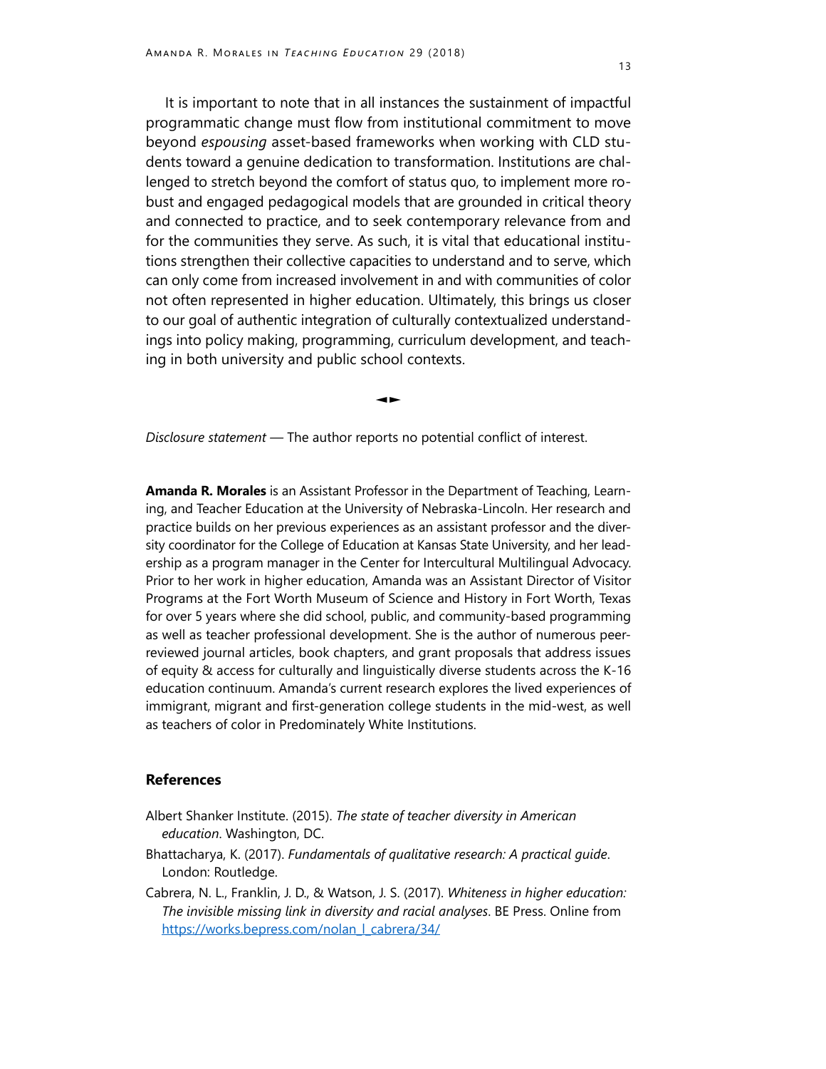It is important to note that in all instances the sustainment of impactful programmatic change must flow from institutional commitment to move beyond *espousing* asset-based frameworks when working with CLD students toward a genuine dedication to transformation. Institutions are challenged to stretch beyond the comfort of status quo, to implement more robust and engaged pedagogical models that are grounded in critical theory and connected to practice, and to seek contemporary relevance from and for the communities they serve. As such, it is vital that educational institutions strengthen their collective capacities to understand and to serve, which can only come from increased involvement in and with communities of color not often represented in higher education. Ultimately, this brings us closer to our goal of authentic integration of culturally contextualized understandings into policy making, programming, curriculum development, and teaching in both university and public school contexts.

◄►

*Disclosure statement* — The author reports no potential conflict of interest.

**Amanda R. Morales** is an Assistant Professor in the Department of Teaching, Learning, and Teacher Education at the University of Nebraska-Lincoln. Her research and practice builds on her previous experiences as an assistant professor and the diversity coordinator for the College of Education at Kansas State University, and her leadership as a program manager in the Center for Intercultural Multilingual Advocacy. Prior to her work in higher education, Amanda was an Assistant Director of Visitor Programs at the Fort Worth Museum of Science and History in Fort Worth, Texas for over 5 years where she did school, public, and community-based programming as well as teacher professional development. She is the author of numerous peer-reviewed journal articles, book chapters, and grant proposals that address issues of equity & access for culturally and linguistically diverse students across the K-16 education continuum. Amanda's current research explores the lived experiences of immigrant, migrant and first-generation college students in the mid-west, as well as teachers of color in Predominately White Institutions.

## References

Albert Shanker Institute. (2015). *The state of teacher diversity in American education*. Washington, DC.

Bhattacharya, K. (2017). *Fundamentals of qualitative research: A practical guide*. London: Routledge.

Cabrera, N. L., Franklin, J. D., & Watson, J. S. (2017). *Whiteness in higher education: The invisible missing link in diversity and racial analyses*. BE Press. Online from https://works.bepress.com/nolan_l_cabrera/34/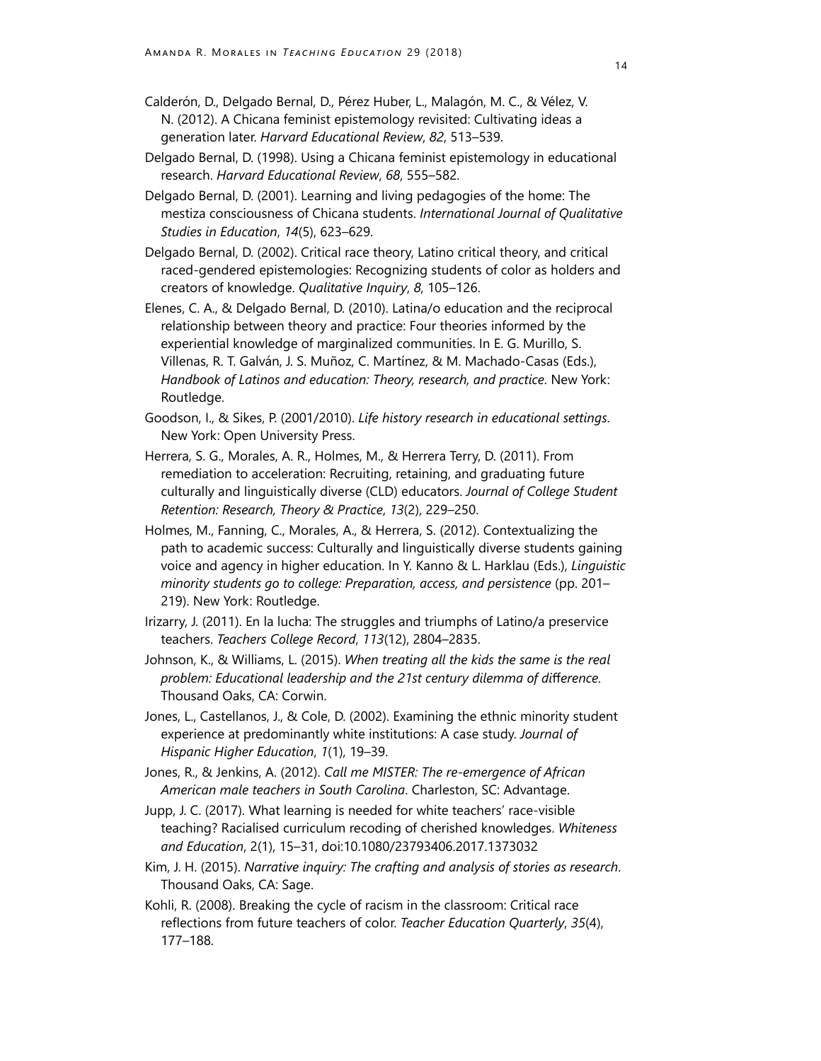Calderón, D., Delgado Bernal, D., Pérez Huber, L., Malagón, M. C., & Vélez, V. N. (2012). A Chicana feminist epistemology revisited: Cultivating ideas a generation later. *Harvard Educational Review*, *82*, 513–539.

Delgado Bernal, D. (1998). Using a Chicana feminist epistemology in educational research. *Harvard Educational Review*, *68*, 555–582.

Delgado Bernal, D. (2001). Learning and living pedagogies of the home: The mestiza consciousness of Chicana students. *International Journal of Qualitative Studies in Education*, *14*(5), 623–629.

Delgado Bernal, D. (2002). Critical race theory, Latino critical theory, and critical raced-gendered epistemologies: Recognizing students of color as holders and creators of knowledge. *Qualitative Inquiry*, *8*, 105–126.

Elenes, C. A., & Delgado Bernal, D. (2010). Latina/o education and the reciprocal relationship between theory and practice: Four theories informed by the experiential knowledge of marginalized communities. In E. G. Murillo, S. Villenas, R. T. Galván, J. S. Muñoz, C. Martínez, & M. Machado-Casas (Eds.), *Handbook of Latinos and education: Theory, research, and practice*. New York: Routledge.

Goodson, I., & Sikes, P. (2001/2010). *Life history research in educational settings*. New York: Open University Press.

Herrera, S. G., Morales, A. R., Holmes, M., & Herrera Terry, D. (2011). From remediation to acceleration: Recruiting, retaining, and graduating future culturally and linguistically diverse (CLD) educators. *Journal of College Student Retention: Research, Theory & Practice*, *13*(2), 229–250.

Holmes, M., Fanning, C., Morales, A., & Herrera, S. (2012). Contextualizing the path to academic success: Culturally and linguistically diverse students gaining voice and agency in higher education. In Y. Kanno & L. Harklau (Eds.), *Linguistic minority students go to college: Preparation, access, and persistence* (pp. 201–219). New York: Routledge.

Irizarry, J. (2011). En la lucha: The struggles and triumphs of Latino/a preservice teachers. *Teachers College Record*, *113*(12), 2804–2835.

Johnson, K., & Williams, L. (2015). *When treating all the kids the same is the real problem: Educational leadership and the 21st century dilemma of difference*. Thousand Oaks, CA: Corwin.

Jones, L., Castellanos, J., & Cole, D. (2002). Examining the ethnic minority student experience at predominantly white institutions: A case study. *Journal of Hispanic Higher Education*, *1*(1), 19–39.

Jones, R., & Jenkins, A. (2012). *Call me MISTER: The re-emergence of African American male teachers in South Carolina*. Charleston, SC: Advantage.

Jupp, J. C. (2017). What learning is needed for white teachers' race-visible teaching? Racialised curriculum recoding of cherished knowledges. *Whiteness and Education*, 2(1), 15–31, doi:10.1080/23793406.2017.1373032

Kim, J. H. (2015). *Narrative inquiry: The crafting and analysis of stories as research*. Thousand Oaks, CA: Sage.

Kohli, R. (2008). Breaking the cycle of racism in the classroom: Critical race reflections from future teachers of color. *Teacher Education Quarterly*, *35*(4), 177–188.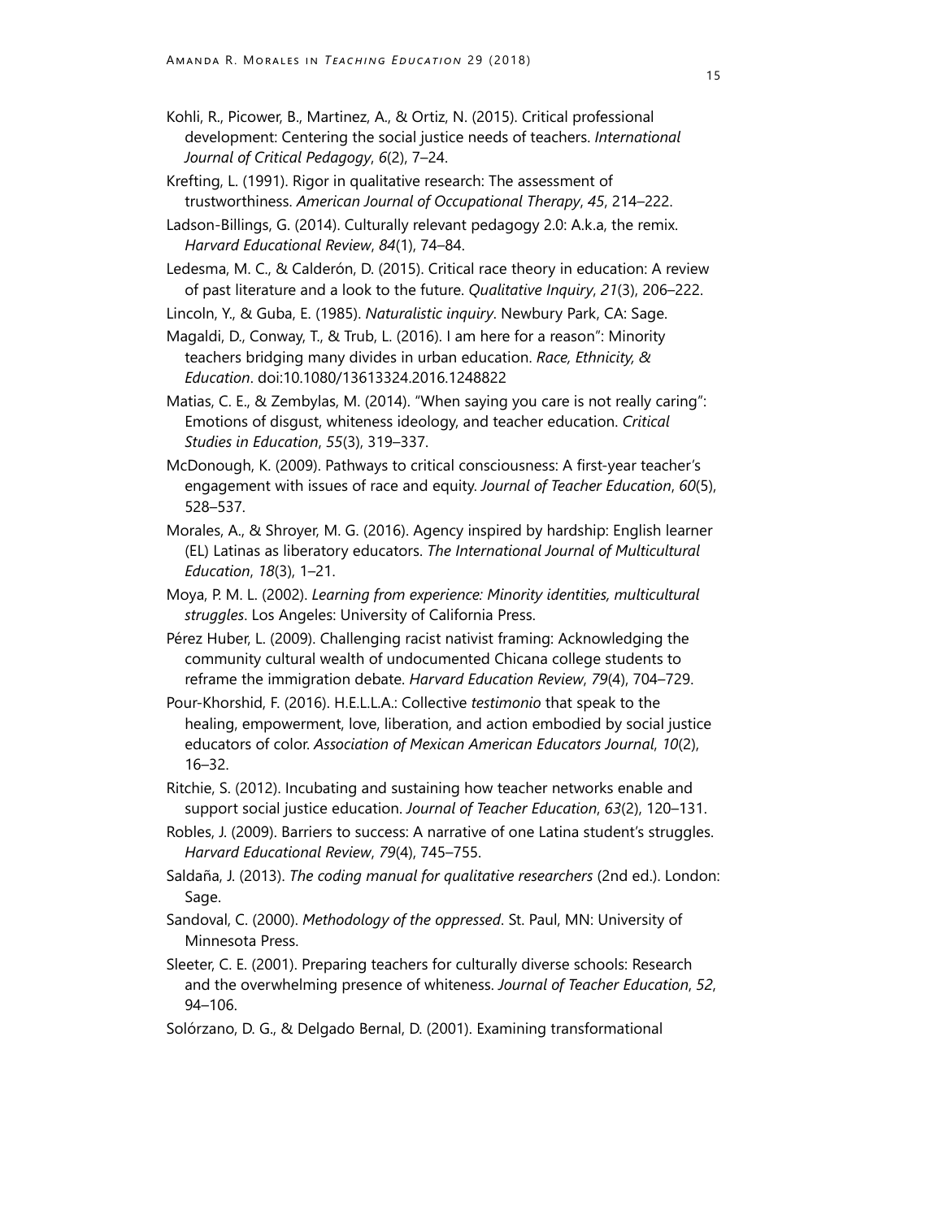Kohli, R., Picower, B., Martinez, A., & Ortiz, N. (2015). Critical professional development: Centering the social justice needs of teachers. *International Journal of Critical Pedagogy*, *6*(2), 7–24.

Krefting, L. (1991). Rigor in qualitative research: The assessment of trustworthiness. *American Journal of Occupational Therapy*, *45*, 214–222.

Ladson-Billings, G. (2014). Culturally relevant pedagogy 2.0: A.k.a, the remix. *Harvard Educational Review*, *84*(1), 74–84.

Ledesma, M. C., & Calderón, D. (2015). Critical race theory in education: A review of past literature and a look to the future. *Qualitative Inquiry*, *21*(3), 206–222.

Lincoln, Y., & Guba, E. (1985). *Naturalistic inquiry*. Newbury Park, CA: Sage.

Magaldi, D., Conway, T., & Trub, L. (2016). I am here for a reason": Minority teachers bridging many divides in urban education. *Race, Ethnicity, & Education*. doi:10.1080/13613324.2016.1248822

Matias, C. E., & Zembylas, M. (2014). "When saying you care is not really caring": Emotions of disgust, whiteness ideology, and teacher education. *Critical Studies in Education*, *55*(3), 319–337.

McDonough, K. (2009). Pathways to critical consciousness: A first-year teacher's engagement with issues of race and equity. *Journal of Teacher Education*, *60*(5), 528–537.

Morales, A., & Shroyer, M. G. (2016). Agency inspired by hardship: English learner (EL) Latinas as liberatory educators. *The International Journal of Multicultural Education*, *18*(3), 1–21.

Moya, P. M. L. (2002). *Learning from experience: Minority identities, multicultural struggles*. Los Angeles: University of California Press.

Pérez Huber, L. (2009). Challenging racist nativist framing: Acknowledging the community cultural wealth of undocumented Chicana college students to reframe the immigration debate. *Harvard Education Review*, *79*(4), 704–729.

Pour-Khorshid, F. (2016). H.E.L.L.A.: Collective *testimonio* that speak to the healing, empowerment, love, liberation, and action embodied by social justice educators of color. *Association of Mexican American Educators Journal*, *10*(2), 16–32.

Ritchie, S. (2012). Incubating and sustaining how teacher networks enable and support social justice education. *Journal of Teacher Education*, *63*(2), 120–131.

Robles, J. (2009). Barriers to success: A narrative of one Latina student's struggles. *Harvard Educational Review*, *79*(4), 745–755.

Saldaña, J. (2013). *The coding manual for qualitative researchers* (2nd ed.). London: Sage.

Sandoval, C. (2000). *Methodology of the oppressed*. St. Paul, MN: University of Minnesota Press.

Sleeter, C. E. (2001). Preparing teachers for culturally diverse schools: Research and the overwhelming presence of whiteness. *Journal of Teacher Education*, *52*, 94–106.

Solórzano, D. G., & Delgado Bernal, D. (2001). Examining transformational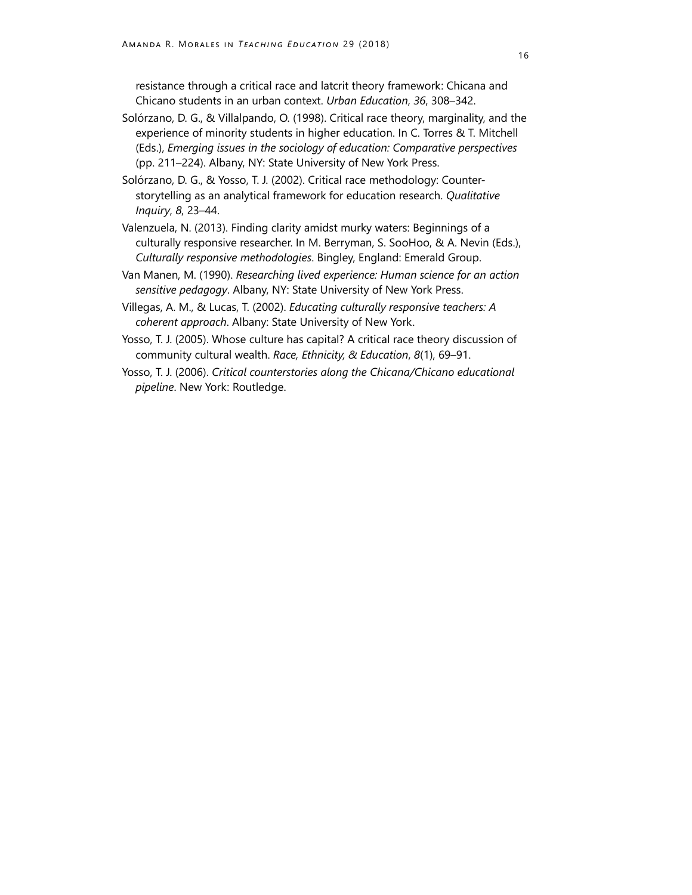resistance through a critical race and latcrit theory framework: Chicana and Chicano students in an urban context. *Urban Education*, *36*, 308–342.

Solórzano, D. G., & Villalpando, O. (1998). Critical race theory, marginality, and the experience of minority students in higher education. In C. Torres & T. Mitchell (Eds.), *Emerging issues in the sociology of education: Comparative perspectives* (pp. 211–224). Albany, NY: State University of New York Press.

Solórzano, D. G., & Yosso, T. J. (2002). Critical race methodology: Counter-storytelling as an analytical framework for education research. *Qualitative Inquiry*, *8*, 23–44.

Valenzuela, N. (2013). Finding clarity amidst murky waters: Beginnings of a culturally responsive researcher. In M. Berryman, S. SooHoo, & A. Nevin (Eds.), *Culturally responsive methodologies*. Bingley, England: Emerald Group.

Van Manen, M. (1990). *Researching lived experience: Human science for an action sensitive pedagogy*. Albany, NY: State University of New York Press.

Villegas, A. M., & Lucas, T. (2002). *Educating culturally responsive teachers: A coherent approach*. Albany: State University of New York.

Yosso, T. J. (2005). Whose culture has capital? A critical race theory discussion of community cultural wealth. *Race, Ethnicity, & Education*, *8*(1), 69–91.

Yosso, T. J. (2006). *Critical counterstories along the Chicana/Chicano educational pipeline*. New York: Routledge.